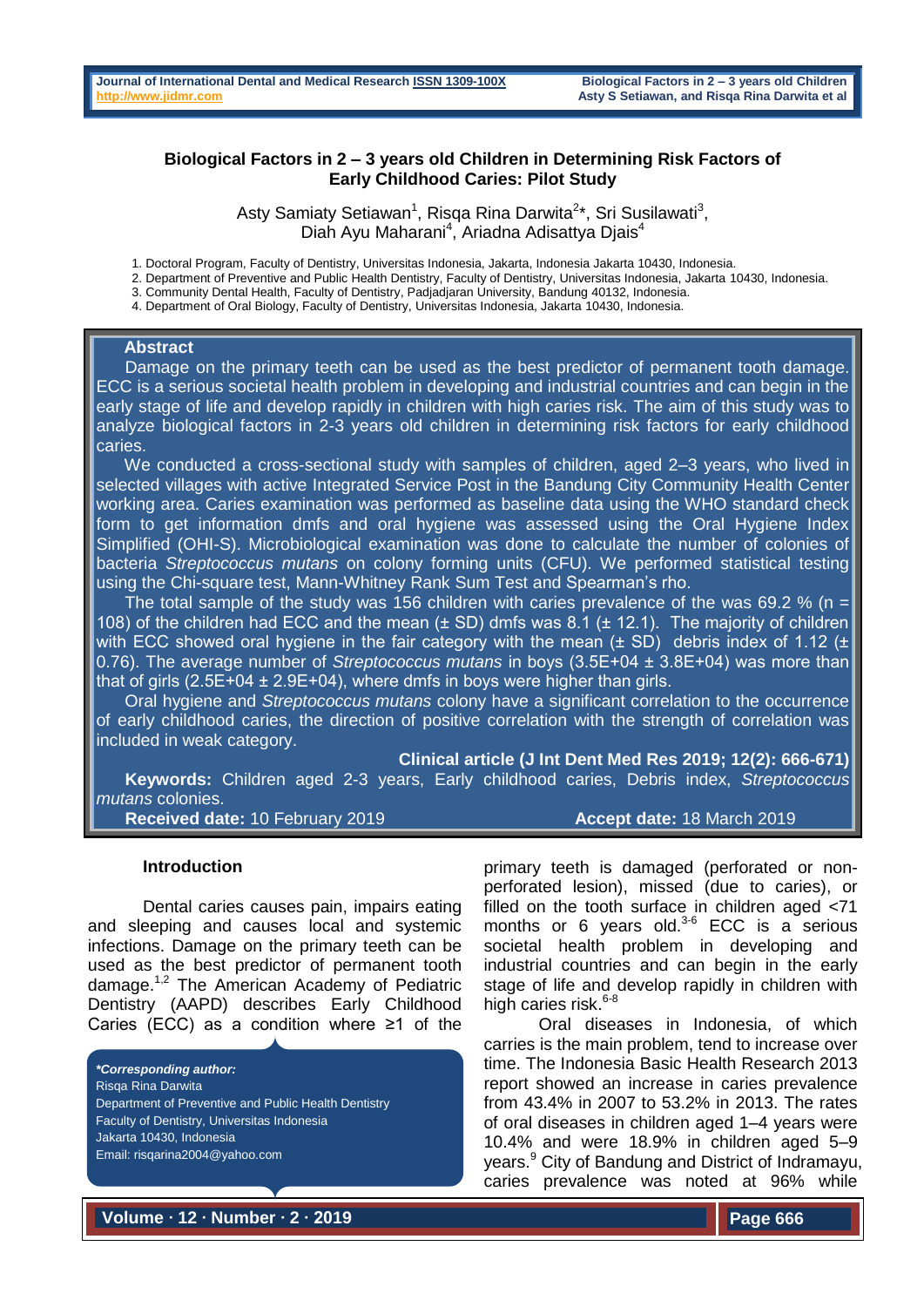# Biological Factors in 2 – 3 years old Children in Determining Risk Factors of Early Childhood Caries: Pilot Study

Asty Samiaty Setiawan[1], Risqa Rina Darwita[2]*, Sri Susilawati[3], Diah Ayu Maharani[4], Ariadna Adisattya Djais[4]

1. Doctoral Program, Faculty of Dentistry, Universitas Indonesia, Jakarta, Indonesia Jakarta 10430, Indonesia.
2. Department of Preventive and Public Health Dentistry, Faculty of Dentistry, Universitas Indonesia, Jakarta 10430, Indonesia.
3. Community Dental Health, Faculty of Dentistry, Padjadjaran University, Bandung 40132, Indonesia.
4. Department of Oral Biology, Faculty of Dentistry, Universitas Indonesia, Jakarta 10430, Indonesia.

## Abstract

Damage on the primary teeth can be used as the best predictor of permanent tooth damage. ECC is a serious societal health problem in developing and industrial countries and can begin in the early stage of life and develop rapidly in children with high caries risk. The aim of this study was to analyze biological factors in 2-3 years old children in determining risk factors for early childhood caries.

We conducted a cross-sectional study with samples of children, aged 2–3 years, who lived in selected villages with active Integrated Service Post in the Bandung City Community Health Center working area. Caries examination was performed as baseline data using the WHO standard check form to get information dmfs and oral hygiene was assessed using the Oral Hygiene Index Simplified (OHI-S). Microbiological examination was done to calculate the number of colonies of bacteria *Streptococcus mutans* on colony forming units (CFU). We performed statistical testing using the Chi-square test, Mann-Whitney Rank Sum Test and Spearman's rho.

The total sample of the study was 156 children with caries prevalence of the was 69.2 % (n = 108) of the children had ECC and the mean (± SD) dmfs was 8.1 (± 12.1). The majority of children with ECC showed oral hygiene in the fair category with the mean (± SD) debris index of 1.12 (± 0.76). The average number of *Streptococcus mutans* in boys (3.5E+04 ± 3.8E+04) was more than that of girls (2.5E+04 ± 2.9E+04), where dmfs in boys were higher than girls.

Oral hygiene and *Streptococcus mutans* colony have a significant correlation to the occurrence of early childhood caries, the direction of positive correlation with the strength of correlation was included in weak category.

**Clinical article (J Int Dent Med Res 2019; 12(2): 666-671)**

**Keywords:** Children aged 2-3 years, Early childhood caries, Debris index, *Streptococcus mutans* colonies.

**Received date:** 10 February 2019 **Accept date:** 18 March 2019

## Introduction

Dental caries causes pain, impairs eating and sleeping and causes local and systemic infections. Damage on the primary teeth can be used as the best predictor of permanent tooth damage.[1,2] The American Academy of Pediatric Dentistry (AAPD) describes Early Childhood Caries (ECC) as a condition where ≥1 of the primary teeth is damaged (perforated or non-perforated lesion), missed (due to caries), or filled on the tooth surface in children aged <71 months or 6 years old.[3-6] ECC is a serious societal health problem in developing and industrial countries and can begin in the early stage of life and develop rapidly in children with high caries risk.[6-8]

Oral diseases in Indonesia, of which caries is the main problem, tend to increase over time. The Indonesia Basic Health Research 2013 report showed an increase in caries prevalence from 43.4% in 2007 to 53.2% in 2013. The rates of oral diseases in children aged 1–4 years were 10.4% and were 18.9% in children aged 5–9 years.[9] City of Bandung and District of Indramayu, caries prevalence was noted at 96% while

***Corresponding author:**
Risqa Rina Darwita
Department of Preventive and Public Health Dentistry
Faculty of Dentistry, Universitas Indonesia
Jakarta 10430, Indonesia
Email: risqarina2004@yahoo.com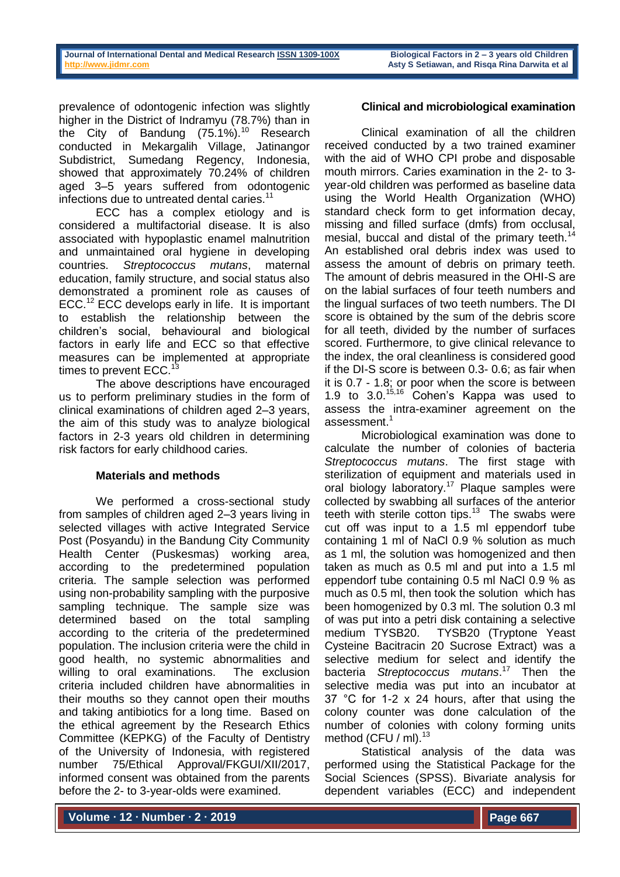prevalence of odontogenic infection was slightly higher in the District of Indramyu (78.7%) than in the City of Bandung (75.1%).[10] Research conducted in Mekargalih Village, Jatinangor Subdistrict, Sumedang Regency, Indonesia, showed that approximately 70.24% of children aged 3–5 years suffered from odontogenic infections due to untreated dental caries.[11]

ECC has a complex etiology and is considered a multifactorial disease. It is also associated with hypoplastic enamel malnutrition and unmaintained oral hygiene in developing countries. *Streptococcus mutans*, maternal education, family structure, and social status also demonstrated a prominent role as causes of ECC.[12] ECC develops early in life. It is important to establish the relationship between the children's social, behavioural and biological factors in early life and ECC so that effective measures can be implemented at appropriate times to prevent ECC.[13]

The above descriptions have encouraged us to perform preliminary studies in the form of clinical examinations of children aged 2–3 years, the aim of this study was to analyze biological factors in 2-3 years old children in determining risk factors for early childhood caries.

## Materials and methods

We performed a cross-sectional study from samples of children aged 2–3 years living in selected villages with active Integrated Service Post (Posyandu) in the Bandung City Community Health Center (Puskesmas) working area, according to the predetermined population criteria. The sample selection was performed using non-probability sampling with the purposive sampling technique. The sample size was determined based on the total sampling according to the criteria of the predetermined population. The inclusion criteria were the child in good health, no systemic abnormalities and willing to oral examinations. The exclusion criteria included children have abnormalities in their mouths so they cannot open their mouths and taking antibiotics for a long time. Based on the ethical agreement by the Research Ethics Committee (KEPKG) of the Faculty of Dentistry of the University of Indonesia, with registered number 75/Ethical Approval/FKGUI/XII/2017, informed consent was obtained from the parents before the 2- to 3-year-olds were examined.

### Clinical and microbiological examination

Clinical examination of all the children received conducted by a two trained examiner with the aid of WHO CPI probe and disposable mouth mirrors. Caries examination in the 2- to 3-year-old children was performed as baseline data using the World Health Organization (WHO) standard check form to get information decay, missing and filled surface (dmfs) from occlusal, mesial, buccal and distal of the primary teeth.[14] An established oral debris index was used to assess the amount of debris on primary teeth. The amount of debris measured in the OHI-S are on the labial surfaces of four teeth numbers and the lingual surfaces of two teeth numbers. The DI score is obtained by the sum of the debris score for all teeth, divided by the number of surfaces scored. Furthermore, to give clinical relevance to the index, the oral cleanliness is considered good if the DI-S score is between 0.3- 0.6; as fair when it is 0.7 - 1.8; or poor when the score is between 1.9 to 3.0.[15,16] Cohen's Kappa was used to assess the intra-examiner agreement on the assessment.[1]

Microbiological examination was done to calculate the number of colonies of bacteria *Streptococcus mutans*. The first stage with sterilization of equipment and materials used in oral biology laboratory.[17] Plaque samples were collected by swabbing all surfaces of the anterior teeth with sterile cotton tips.[13] The swabs were cut off was input to a 1.5 ml eppendorf tube containing 1 ml of NaCl 0.9 % solution as much as 1 ml, the solution was homogenized and then taken as much as 0.5 ml and put into a 1.5 ml eppendorf tube containing 0.5 ml NaCl 0.9 % as much as 0.5 ml, then took the solution which has been homogenized by 0.3 ml. The solution 0.3 ml of was put into a petri disk containing a selective medium TYSB20. TYSB20 (Tryptone Yeast Cysteine Bacitracin 20 Sucrose Extract) was a selective medium for select and identify the bacteria *Streptococcus mutans*.[17] Then the selective media was put into an incubator at 37 °C for 1-2 x 24 hours, after that using the colony counter was done calculation of the number of colonies with colony forming units method (CFU / ml).[13]

Statistical analysis of the data was performed using the Statistical Package for the Social Sciences (SPSS). Bivariate analysis for dependent variables (ECC) and independent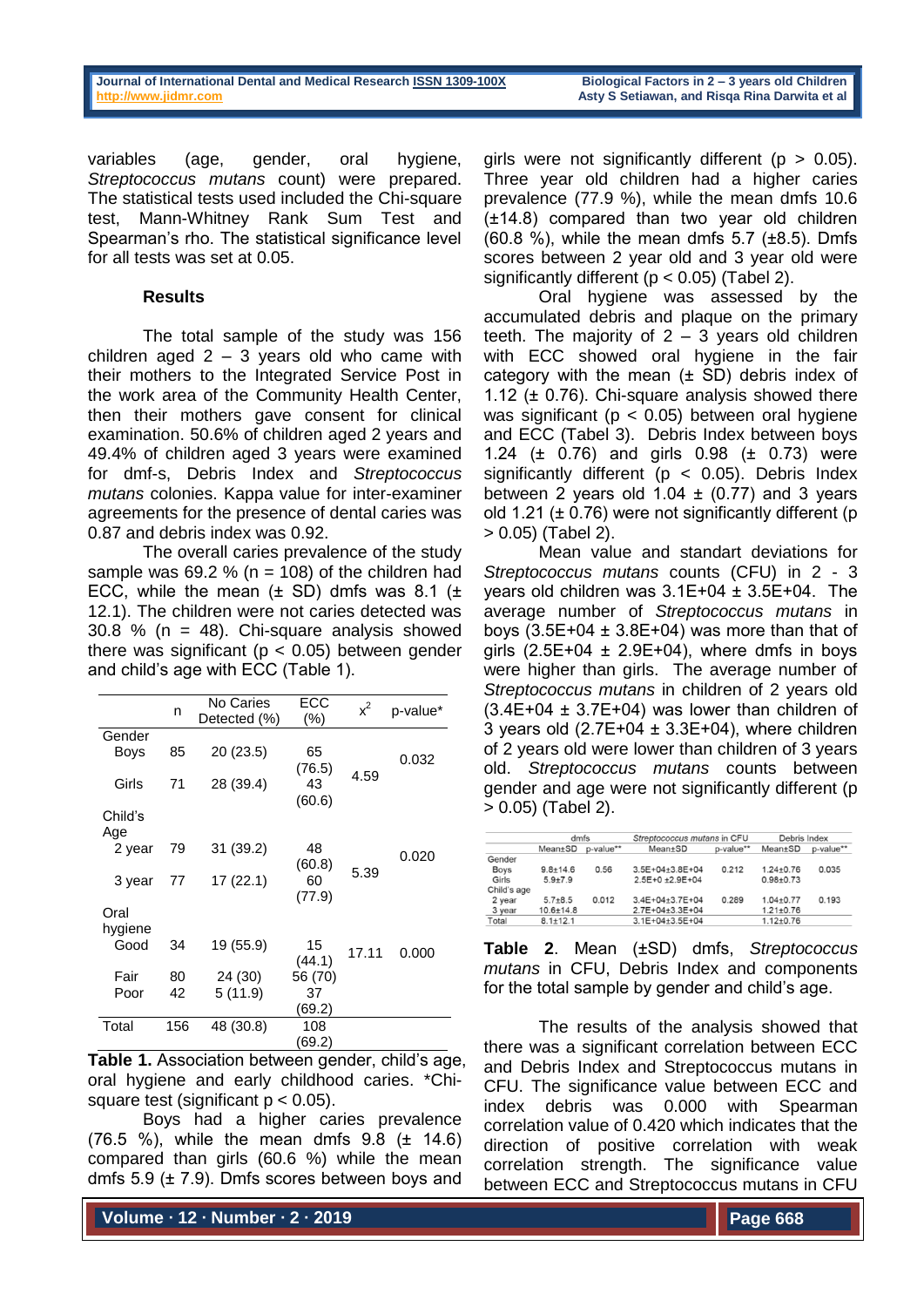variables (age, gender, oral hygiene, *Streptococcus mutans* count) were prepared. The statistical tests used included the Chi-square test, Mann-Whitney Rank Sum Test and Spearman's rho. The statistical significance level for all tests was set at 0.05.

## Results

The total sample of the study was 156 children aged 2 – 3 years old who came with their mothers to the Integrated Service Post in the work area of the Community Health Center, then their mothers gave consent for clinical examination. 50.6% of children aged 2 years and 49.4% of children aged 3 years were examined for dmf-s, Debris Index and *Streptococcus mutans* colonies. Kappa value for inter-examiner agreements for the presence of dental caries was 0.87 and debris index was 0.92.

The overall caries prevalence of the study sample was 69.2 % (n = 108) of the children had ECC, while the mean (± SD) dmfs was 8.1 (± 12.1). The children were not caries detected was 30.8 % (n = 48). Chi-square analysis showed there was significant ($p < 0.05$) between gender and child's age with ECC (Table 1).

| | n | No Caries Detected (%) | ECC (%) | $x^2$ | p-value* |
|---|---|---|---|---|---|
| Gender | | | | | |
| Boys | 85 | 20 (23.5) | 65 (76.5) | 4.59 | 0.032 |
| Girls | 71 | 28 (39.4) | 43 (60.6) | | |
| Child's Age | | | | | |
| 2 year | 79 | 31 (39.2) | 48 (60.8) | 5.39 | 0.020 |
| 3 year | 77 | 17 (22.1) | 60 (77.9) | | |
| Oral hygiene | | | | | |
| Good | 34 | 19 (55.9) | 15 (44.1) | 17.11 | 0.000 |
| Fair | 80 | 24 (30) | 56 (70) | | |
| Poor | 42 | 5 (11.9) | 37 (69.2) | | |
| Total | 156 | 48 (30.8) | 108 (69.2) | | |

**Table 1.** Association between gender, child's age, oral hygiene and early childhood caries. *Chi-square test (significant $p < 0.05$).

Boys had a higher caries prevalence (76.5 %), while the mean dmfs 9.8 (± 14.6) compared than girls (60.6 %) while the mean dmfs 5.9 (± 7.9). Dmfs scores between boys and girls were not significantly different ($p > 0.05$). Three year old children had a higher caries prevalence (77.9 %), while the mean dmfs 10.6 (±14.8) compared than two year old children (60.8 %), while the mean dmfs 5.7 (±8.5). Dmfs scores between 2 year old and 3 year old were significantly different ($p < 0.05$) (Tabel 2).

Oral hygiene was assessed by the accumulated debris and plaque on the primary teeth. The majority of 2 – 3 years old children with ECC showed oral hygiene in the fair category with the mean (± SD) debris index of 1.12 (± 0.76). Chi-square analysis showed there was significant ($p < 0.05$) between oral hygiene and ECC (Tabel 3). Debris Index between boys 1.24 (± 0.76) and girls 0.98 (± 0.73) were significantly different ($p < 0.05$). Debris Index between 2 years old 1.04 ± (0.77) and 3 years old 1.21 (± 0.76) were not significantly different ($p > 0.05$) (Tabel 2).

Mean value and standart deviations for *Streptococcus mutans* counts (CFU) in 2 - 3 years old children was 3.1E+04 ± 3.5E+04. The average number of *Streptococcus mutans* in boys (3.5E+04 ± 3.8E+04) was more than that of girls (2.5E+04 ± 2.9E+04), where dmfs in boys were higher than girls. The average number of *Streptococcus mutans* in children of 2 years old (3.4E+04 ± 3.7E+04) was lower than children of 3 years old (2.7E+04 ± 3.3E+04), where children of 2 years old were lower than children of 3 years old. *Streptococcus mutans* counts between gender and age were not significantly different ($p > 0.05$) (Tabel 2).

| | dmfs | | *Streptococcus mutans* in CFU | | Debris Index | |
|---|---|---|---|---|---|---|
| | Mean±SD | p-value** | Mean±SD | p-value** | Mean±SD | p-value** |
| Gender | | | | | | |
| Boys | 9.8±14.6 | 0.56 | 3.5E+04±3.8E+04 | 0.212 | 1.24±0.76 | 0.035 |
| Girls | 5.9±7.9 | | 2.5E+0 ±2.9E+04 | | 0.98±0.73 | |
| Child's age | | | | | | |
| 2 year | 5.7±8.5 | 0.012 | 3.4E+04±3.7E+04 | 0.289 | 1.04±0.77 | 0.193 |
| 3 year | 10.6±14.8 | | 2.7E+04±3.3E+04 | | 1.21±0.76 | |
| Total | 8.1±12.1 | | 3.1E+04±3.5E+04 | | 1.12±0.76 | |

**Table 2**. Mean (±SD) dmfs, *Streptococcus mutans* in CFU, Debris Index and components for the total sample by gender and child's age.

The results of the analysis showed that there was a significant correlation between ECC and Debris Index and Streptococcus mutans in CFU. The significance value between ECC and index debris was 0.000 with Spearman correlation value of 0.420 which indicates that the direction of positive correlation with weak correlation strength. The significance value between ECC and Streptococcus mutans in CFU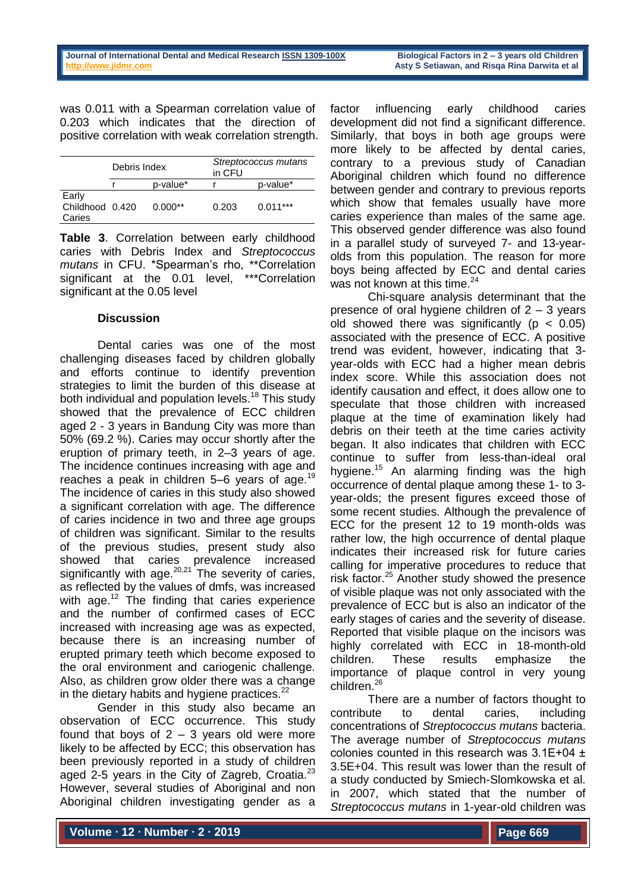was 0.011 with a Spearman correlation value of 0.203 which indicates that the direction of positive correlation with weak correlation strength.

| | Debris Index | | *Streptococcus mutans* in CFU | |
|---|---|---|---|---|
| | r | p-value* | r | p-value* |
| Early Childhood Caries | 0.420 | 0.000** | 0.203 | 0.011*** |

**Table 3**. Correlation between early childhood caries with Debris Index and *Streptococcus mutans* in CFU. *Spearman's rho, **Correlation significant at the 0.01 level, ***Correlation significant at the 0.05 level

### Discussion

Dental caries was one of the most challenging diseases faced by children globally and efforts continue to identify prevention strategies to limit the burden of this disease at both individual and population levels.[18] This study showed that the prevalence of ECC children aged 2 - 3 years in Bandung City was more than 50% (69.2 %). Caries may occur shortly after the eruption of primary teeth, in 2–3 years of age. The incidence continues increasing with age and reaches a peak in children 5–6 years of age.[19] The incidence of caries in this study also showed a significant correlation with age. The difference of caries incidence in two and three age groups of children was significant. Similar to the results of the previous studies, present study also showed that caries prevalence increased significantly with age.[20,21] The severity of caries, as reflected by the values of dmfs, was increased with age.[12] The finding that caries experience and the number of confirmed cases of ECC increased with increasing age was as expected, because there is an increasing number of erupted primary teeth which become exposed to the oral environment and cariogenic challenge. Also, as children grow older there was a change in the dietary habits and hygiene practices.[22]

Gender in this study also became an observation of ECC occurrence. This study found that boys of 2 – 3 years old were more likely to be affected by ECC; this observation has been previously reported in a study of children aged 2-5 years in the City of Zagreb, Croatia.[23] However, several studies of Aboriginal and non Aboriginal children investigating gender as a factor influencing early childhood caries development did not find a significant difference. Similarly, that boys in both age groups were more likely to be affected by dental caries, contrary to a previous study of Canadian Aboriginal children which found no difference between gender and contrary to previous reports which show that females usually have more caries experience than males of the same age. This observed gender difference was also found in a parallel study of surveyed 7- and 13-year-olds from this population. The reason for more boys being affected by ECC and dental caries was not known at this time.[24]

Chi-square analysis determinant that the presence of oral hygiene children of 2 – 3 years old showed there was significantly ($p < 0.05$) associated with the presence of ECC. A positive trend was evident, however, indicating that 3-year-olds with ECC had a higher mean debris index score. While this association does not identify causation and effect, it does allow one to speculate that those children with increased plaque at the time of examination likely had debris on their teeth at the time caries activity began. It also indicates that children with ECC continue to suffer from less-than-ideal oral hygiene.[15] An alarming finding was the high occurrence of dental plaque among these 1- to 3-year-olds; the present figures exceed those of some recent studies. Although the prevalence of ECC for the present 12 to 19 month-olds was rather low, the high occurrence of dental plaque indicates their increased risk for future caries calling for imperative procedures to reduce that risk factor.[25] Another study showed the presence of visible plaque was not only associated with the prevalence of ECC but is also an indicator of the early stages of caries and the severity of disease. Reported that visible plaque on the incisors was highly correlated with ECC in 18-month-old children. These results emphasize the importance of plaque control in very young children.[26]

There are a number of factors thought to contribute to dental caries, including concentrations of *Streptococcus mutans* bacteria. The average number of *Streptococcus mutans* colonies counted in this research was 3.1E+04 ± 3.5E+04. This result was lower than the result of a study conducted by Smiech-Slomkowska et al. in 2007, which stated that the number of *Streptococcus mutans* in 1-year-old children was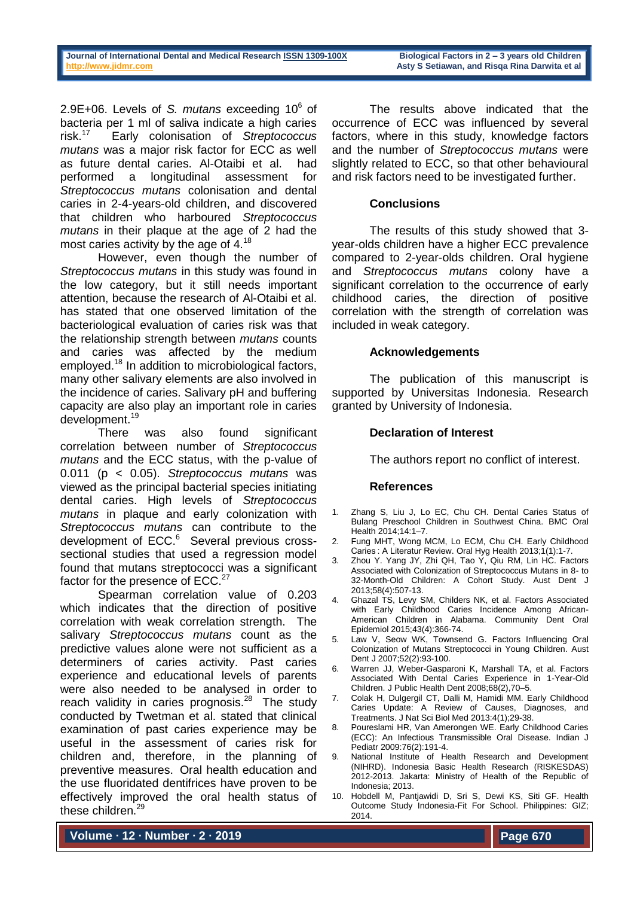2.9E+06. Levels of *S. mutans* exceeding $10^6$ of bacteria per 1 ml of saliva indicate a high caries risk.[17] Early colonisation of *Streptococcus mutans* was a major risk factor for ECC as well as future dental caries. Al-Otaibi et al. had performed a longitudinal assessment for *Streptococcus mutans* colonisation and dental caries in 2-4-years-old children, and discovered that children who harboured *Streptococcus mutans* in their plaque at the age of 2 had the most caries activity by the age of 4.[18]

However, even though the number of *Streptococcus mutans* in this study was found in the low category, but it still needs important attention, because the research of Al-Otaibi et al. has stated that one observed limitation of the bacteriological evaluation of caries risk was that the relationship strength between *mutans* counts and caries was affected by the medium employed.[18] In addition to microbiological factors, many other salivary elements are also involved in the incidence of caries. Salivary pH and buffering capacity are also play an important role in caries development.[19]

There was also found significant correlation between number of *Streptococcus mutans* and the ECC status, with the p-value of 0.011 ($p < 0.05$). *Streptococcus mutans* was viewed as the principal bacterial species initiating dental caries. High levels of *Streptococcus mutans* in plaque and early colonization with *Streptococcus mutans* can contribute to the development of ECC.[6] Several previous cross-sectional studies that used a regression model found that mutans streptococci was a significant factor for the presence of ECC.[27]

Spearman correlation value of 0.203 which indicates that the direction of positive correlation with weak correlation strength. The salivary *Streptococcus mutans* count as the predictive values alone were not sufficient as a determiners of caries activity. Past caries experience and educational levels of parents were also needed to be analysed in order to reach validity in caries prognosis.[28] The study conducted by Twetman et al. stated that clinical examination of past caries experience may be useful in the assessment of caries risk for children and, therefore, in the planning of preventive measures. Oral health education and the use fluoridated dentifrices have proven to be effectively improved the oral health status of these children.[29]

The results above indicated that the occurrence of ECC was influenced by several factors, where in this study, knowledge factors and the number of *Streptococcus mutans* were slightly related to ECC, so that other behavioural and risk factors need to be investigated further.

## Conclusions

The results of this study showed that 3-year-olds children have a higher ECC prevalence compared to 2-year-olds children. Oral hygiene and *Streptococcus mutans* colony have a significant correlation to the occurrence of early childhood caries, the direction of positive correlation with the strength of correlation was included in weak category.

## Acknowledgements

The publication of this manuscript is supported by Universitas Indonesia. Research granted by University of Indonesia.

## Declaration of Interest

The authors report no conflict of interest.

## References

1. Zhang S, Liu J, Lo EC, Chu CH. Dental Caries Status of Bulang Preschool Children in Southwest China. BMC Oral Health 2014;14:1–7.
2. Fung MHT, Wong MCM, Lo ECM, Chu CH. Early Childhood Caries : A Literatur Review. Oral Hyg Health 2013;1(1):1-7.
3. Zhou Y. Yang JY, Zhi QH, Tao Y, Qiu RM, Lin HC. Factors Associated with Colonization of Streptococcus Mutans in 8- to 32-Month-Old Children: A Cohort Study. Aust Dent J 2013;58(4):507-13.
4. Ghazal TS, Levy SM, Childers NK, et al. Factors Associated with Early Childhood Caries Incidence Among African-American Children in Alabama. Community Dent Oral Epidemiol 2015;43(4):366-74.
5. Law V, Seow WK, Townsend G. Factors Influencing Oral Colonization of Mutans Streptococci in Young Children. Aust Dent J 2007;52(2):93-100.
6. Warren JJ, Weber-Gasparoni K, Marshall TA, et al. Factors Associated With Dental Caries Experience in 1-Year-Old Children. J Public Health Dent 2008;68(2),70–5.
7. Colak H, Dulgergil CT, Dalli M, Hamidi MM. Early Childhood Caries Update: A Review of Causes, Diagnoses, and Treatments. J Nat Sci Biol Med 2013:4(1);29-38.
8. Poureslami HR, Van Amerongen WE. Early Childhood Caries (ECC): An Infectious Transmissible Oral Disease. Indian J Pediatr 2009:76(2):191-4.
9. National Institute of Health Research and Development (NIHRD). Indonesia Basic Health Research (RISKESDAS) 2012-2013. Jakarta: Ministry of Health of the Republic of Indonesia; 2013.
10. Hobdell M, Pantjawidi D, Sri S, Dewi KS, Siti GF. Health Outcome Study Indonesia-Fit For School. Philippines: GIZ; 2014.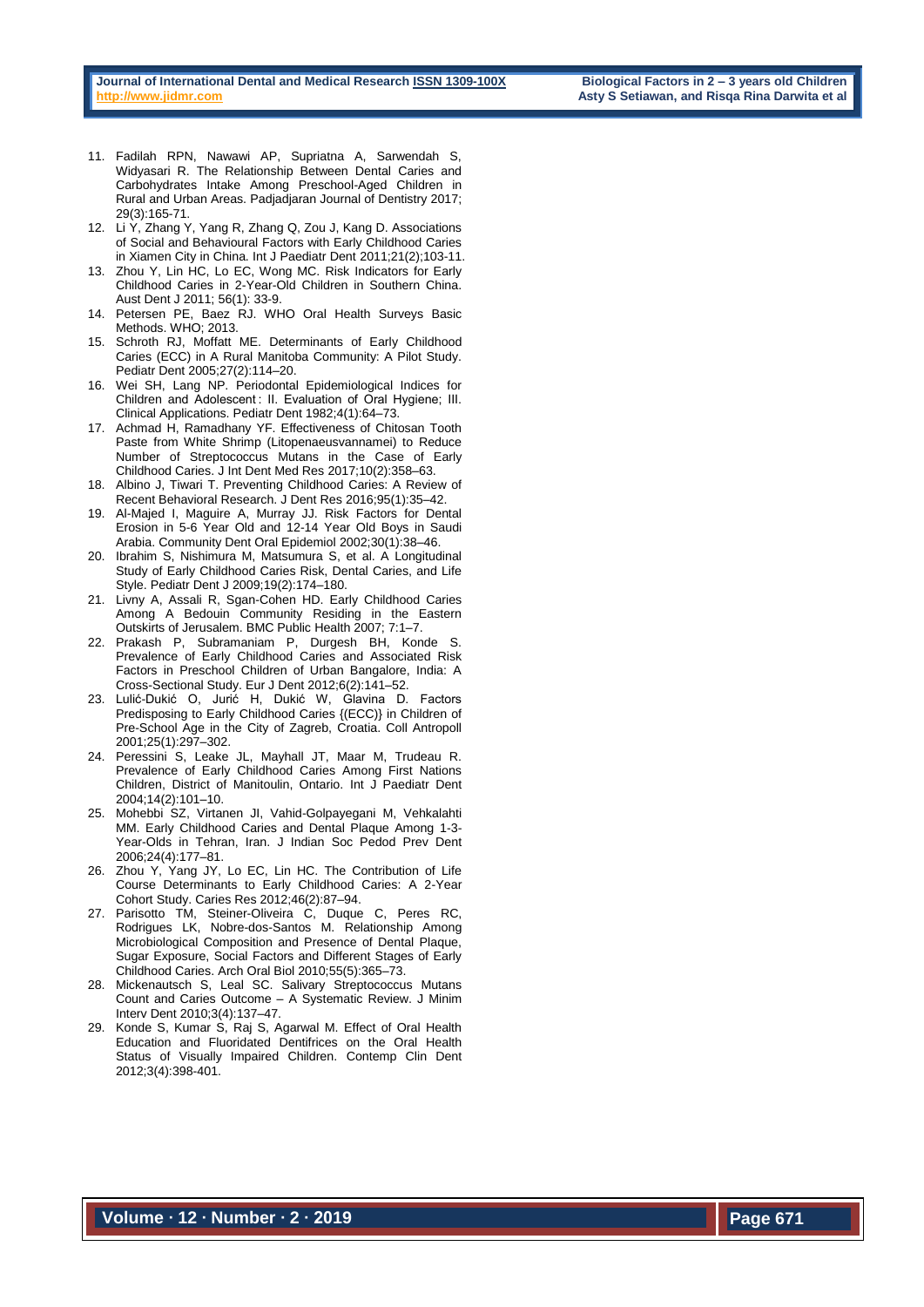11. Fadilah RPN, Nawawi AP, Supriatna A, Sarwendah S, Widyasari R. The Relationship Between Dental Caries and Carbohydrates Intake Among Preschool-Aged Children in Rural and Urban Areas. Padjadjaran Journal of Dentistry 2017; 29(3):165-71.
12. Li Y, Zhang Y, Yang R, Zhang Q, Zou J, Kang D. Associations of Social and Behavioural Factors with Early Childhood Caries in Xiamen City in China. Int J Paediatr Dent 2011;21(2);103-11.
13. Zhou Y, Lin HC, Lo EC, Wong MC. Risk Indicators for Early Childhood Caries in 2-Year-Old Children in Southern China. Aust Dent J 2011; 56(1): 33-9.
14. Petersen PE, Baez RJ. WHO Oral Health Surveys Basic Methods. WHO; 2013.
15. Schroth RJ, Moffatt ME. Determinants of Early Childhood Caries (ECC) in A Rural Manitoba Community: A Pilot Study. Pediatr Dent 2005;27(2):114–20.
16. Wei SH, Lang NP. Periodontal Epidemiological Indices for Children and Adolescent : II. Evaluation of Oral Hygiene; III. Clinical Applications. Pediatr Dent 1982;4(1):64–73.
17. Achmad H, Ramadhany YF. Effectiveness of Chitosan Tooth Paste from White Shrimp (Litopenaeusvannamei) to Reduce Number of Streptococcus Mutans in the Case of Early Childhood Caries. J Int Dent Med Res 2017;10(2):358–63.
18. Albino J, Tiwari T. Preventing Childhood Caries: A Review of Recent Behavioral Research. J Dent Res 2016;95(1):35–42.
19. Al-Majed I, Maguire A, Murray JJ. Risk Factors for Dental Erosion in 5-6 Year Old and 12-14 Year Old Boys in Saudi Arabia. Community Dent Oral Epidemiol 2002;30(1):38–46.
20. Ibrahim S, Nishimura M, Matsumura S, et al. A Longitudinal Study of Early Childhood Caries Risk, Dental Caries, and Life Style. Pediatr Dent J 2009;19(2):174–180.
21. Livny A, Assali R, Sgan-Cohen HD. Early Childhood Caries Among A Bedouin Community Residing in the Eastern Outskirts of Jerusalem. BMC Public Health 2007; 7:1–7.
22. Prakash P, Subramaniam P, Durgesh BH, Konde S. Prevalence of Early Childhood Caries and Associated Risk Factors in Preschool Children of Urban Bangalore, India: A Cross-Sectional Study. Eur J Dent 2012;6(2):141–52.
23. Lulić-Dukić O, Jurić H, Dukić W, Glavina D. Factors Predisposing to Early Childhood Caries {(ECC)} in Children of Pre-School Age in the City of Zagreb, Croatia. Coll Antropoll 2001;25(1):297–302.
24. Peressini S, Leake JL, Mayhall JT, Maar M, Trudeau R. Prevalence of Early Childhood Caries Among First Nations Children, District of Manitoulin, Ontario. Int J Paediatr Dent 2004;14(2):101–10.
25. Mohebbi SZ, Virtanen JI, Vahid-Golpayegani M, Vehkalahti MM. Early Childhood Caries and Dental Plaque Among 1-3-Year-Olds in Tehran, Iran. J Indian Soc Pedod Prev Dent 2006;24(4):177–81.
26. Zhou Y, Yang JY, Lo EC, Lin HC. The Contribution of Life Course Determinants to Early Childhood Caries: A 2-Year Cohort Study. Caries Res 2012;46(2):87–94.
27. Parisotto TM, Steiner-Oliveira C, Duque C, Peres RC, Rodrigues LK, Nobre-dos-Santos M. Relationship Among Microbiological Composition and Presence of Dental Plaque, Sugar Exposure, Social Factors and Different Stages of Early Childhood Caries. Arch Oral Biol 2010;55(5):365–73.
28. Mickenautsch S, Leal SC. Salivary Streptococcus Mutans Count and Caries Outcome – A Systematic Review. J Minim Interv Dent 2010;3(4):137–47.
29. Konde S, Kumar S, Raj S, Agarwal M. Effect of Oral Health Education and Fluoridated Dentifrices on the Oral Health Status of Visually Impaired Children. Contemp Clin Dent 2012;3(4):398-401.